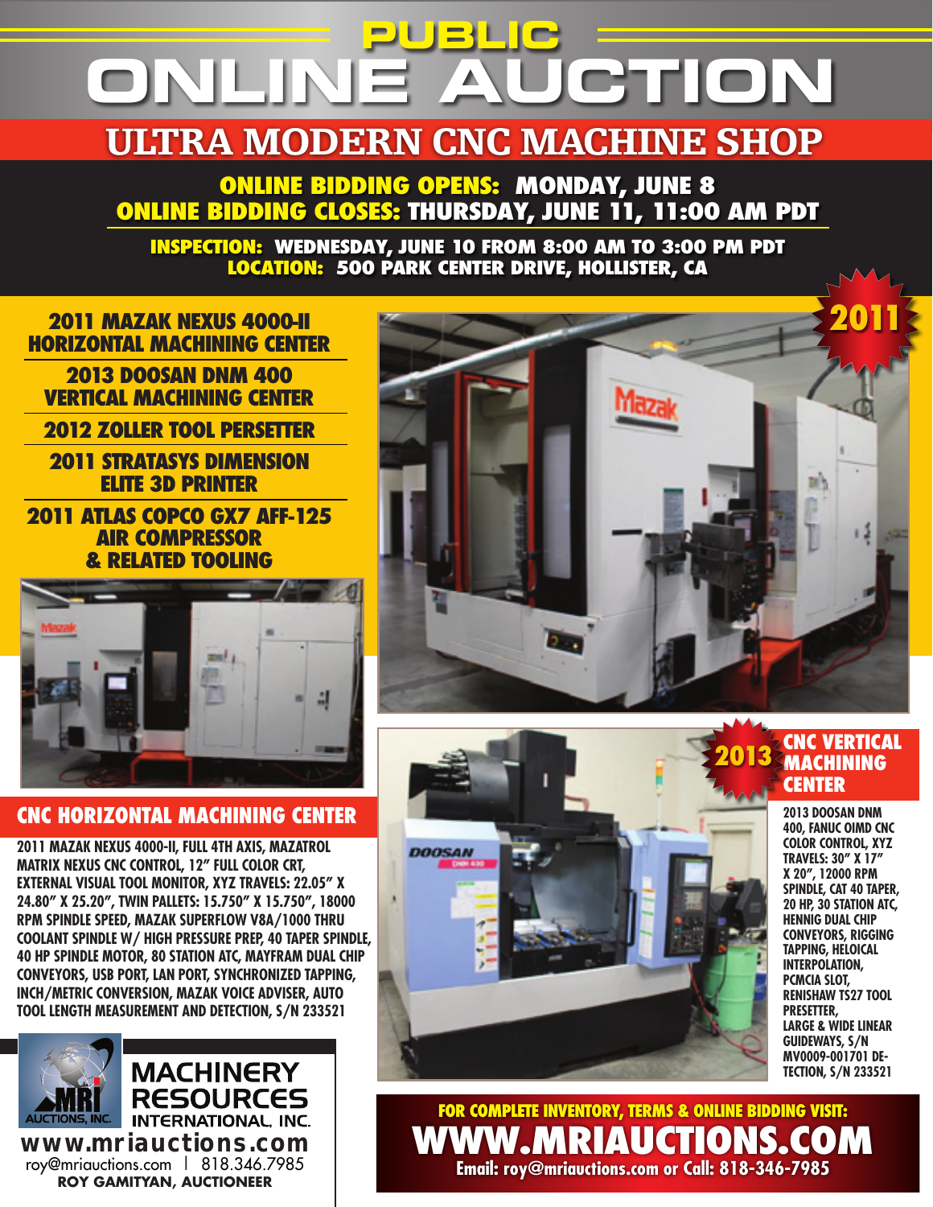# PUBLIC ONLINE AUCTION

## ULTRA MODERN CNC MACHINE SHOP

**ONLINE BIDDING OPENS: MONDAY, JUNE 8**
**ONLINE BIDDING CLOSES: THURSDAY, JUNE 11, 11:00 AM PDT**

**INSPECTION: WEDNESDAY, JUNE 10 FROM 8:00 AM TO 3:00 PM PDT**
**LOCATION: 500 PARK CENTER DRIVE, HOLLISTER, CA**

- **2011 MAZAK NEXUS 4000-II HORIZONTAL MACHINING CENTER**
- **2013 DOOSAN DNM 400 VERTICAL MACHINING CENTER**
- **2012 ZOLLER TOOL PERSETTER**
- **2011 STRATASYS DIMENSION ELITE 3D PRINTER**
- **2011 ATLAS COPCO GX7 AFF-125 AIR COMPRESSOR & RELATED TOOLING**

2011

### CNC HORIZONTAL MACHINING CENTER

2011 MAZAK NEXUS 4000-II, FULL 4TH AXIS, MAZATROL MATRIX NEXUS CNC CONTROL, 12" FULL COLOR CRT, EXTERNAL VISUAL TOOL MONITOR, XYZ TRAVELS: 22.05" X 24.80" X 25.20", TWIN PALLETS: 15.750" X 15.750", 18000 RPM SPINDLE SPEED, MAZAK SUPERFLOW V8A/1000 THRU COOLANT SPINDLE W/ HIGH PRESSURE PREP, 40 TAPER SPINDLE, 40 HP SPINDLE MOTOR, 80 STATION ATC, MAYFRAM DUAL CHIP CONVEYORS, USB PORT, LAN PORT, SYNCHRONIZED TAPPING, INCH/METRIC CONVERSION, MAZAK VOICE ADVISER, AUTO TOOL LENGTH MEASUREMENT AND DETECTION, S/N 233521

### 2013 CNC VERTICAL MACHINING CENTER

2013 DOOSAN DNM 400, FANUC OIMD CNC COLOR CONTROL, XYZ TRAVELS: 30" X 17" X 20", 12000 RPM SPINDLE, CAT 40 TAPER, 20 HP, 30 STATION ATC, HENNIG DUAL CHIP CONVEYORS, RIGGING TAPPING, HELOICAL INTERPOLATION, PCMCIA SLOT, RENISHAW TS27 TOOL PRESETTER, LARGE & WIDE LINEAR GUIDEWAYS, S/N MV0009-001701 DETECTION, S/N 233521

**MRI AUCTIONS, INC.**
**MACHINERY RESOURCES INTERNATIONAL, INC.**
www.mriauctions.com
roy@mriauctions.com | 818.346.7985
ROY GAMITYAN, AUCTIONEER

**FOR COMPLETE INVENTORY, TERMS & ONLINE BIDDING VISIT:**
**WWW.MRIAUCTIONS.COM**
**Email: roy@mriauctions.com or Call: 818-346-7985**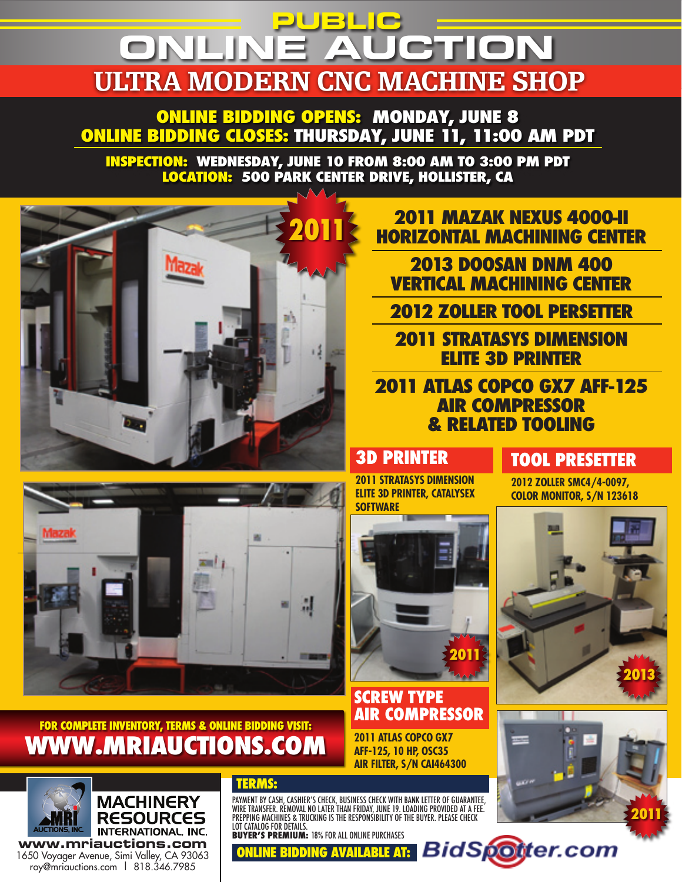# PUBLIC ONLINE AUCTION

## ULTRA MODERN CNC MACHINE SHOP

**ONLINE BIDDING OPENS:** MONDAY, JUNE 8
**ONLINE BIDDING CLOSES:** THURSDAY, JUNE 11, 11:00 AM PDT

**INSPECTION:** WEDNESDAY, JUNE 10 FROM 8:00 AM TO 3:00 PM PDT
**LOCATION:** 500 PARK CENTER DRIVE, HOLLISTER, CA

2011

### 2011 MAZAK NEXUS 4000-II HORIZONTAL MACHINING CENTER

### 2013 DOOSAN DNM 400 VERTICAL MACHINING CENTER

### 2012 ZOLLER TOOL PERSETTER

### 2011 STRATASYS DIMENSION ELITE 3D PRINTER

### 2011 ATLAS COPCO GX7 AFF-125 AIR COMPRESSOR & RELATED TOOLING

### 3D PRINTER

2011 STRATASYS DIMENSION ELITE 3D PRINTER, CATALYSEX SOFTWARE

2011

### TOOL PRESETTER

2012 ZOLLER SMC4/4-0097, COLOR MONITOR, S/N 123618

2013

### SCREW TYPE AIR COMPRESSOR

2011 ATLAS COPCO GX7 AFF-125, 10 HP, OSC35 AIR FILTER, S/N CAI464300

2011

FOR COMPLETE INVENTORY, TERMS & ONLINE BIDDING VISIT:
**WWW.MRIAUCTIONS.COM**

### TERMS:

PAYMENT BY CASH, CASHIER'S CHECK, BUSINESS CHECK WITH BANK LETTER OF GUARANTEE, WIRE TRANSFER. REMOVAL NO LATER THAN FRIDAY, JUNE 19. LOADING PROVIDED AT A FEE. PREPPING MACHINES & TRUCKING IS THE RESPONSIBILITY OF THE BUYER. PLEASE CHECK LOT CATALOG FOR DETAILS.
**BUYER'S PREMIUM:** 18% FOR ALL ONLINE PURCHASES

**ONLINE BIDDING AVAILABLE AT:** BidSpotter.com

MRI AUCTIONS, INC.
MACHINERY RESOURCES INTERNATIONAL, INC.
www.mriauctions.com
1650 Voyager Avenue, Simi Valley, CA 93063
roy@mriauctions.com | 818.346.7985